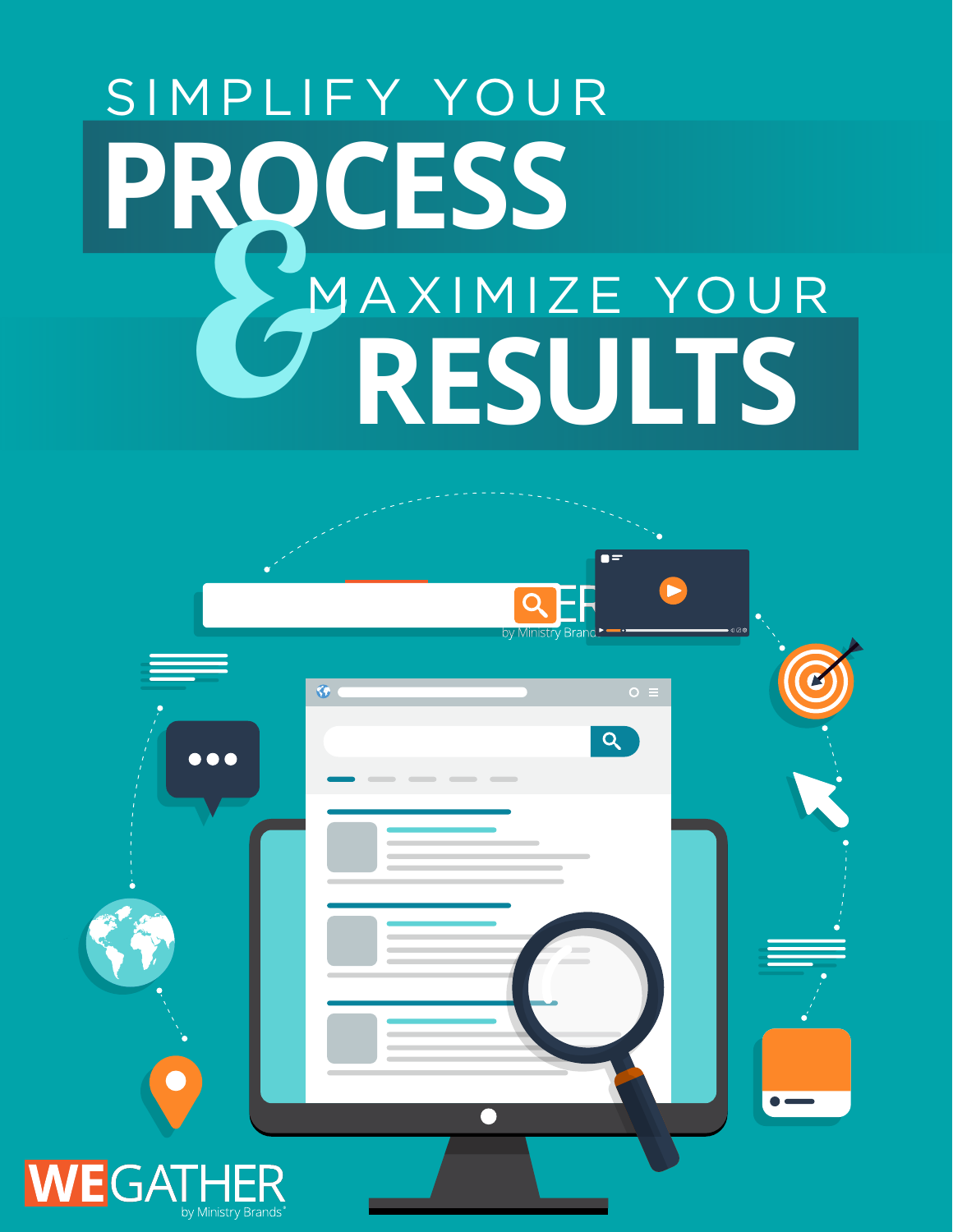# SIMPLIFY YOUR PROCESS & MAXIMIZE YOUR RESULTS

WEGATHER by Ministry Brands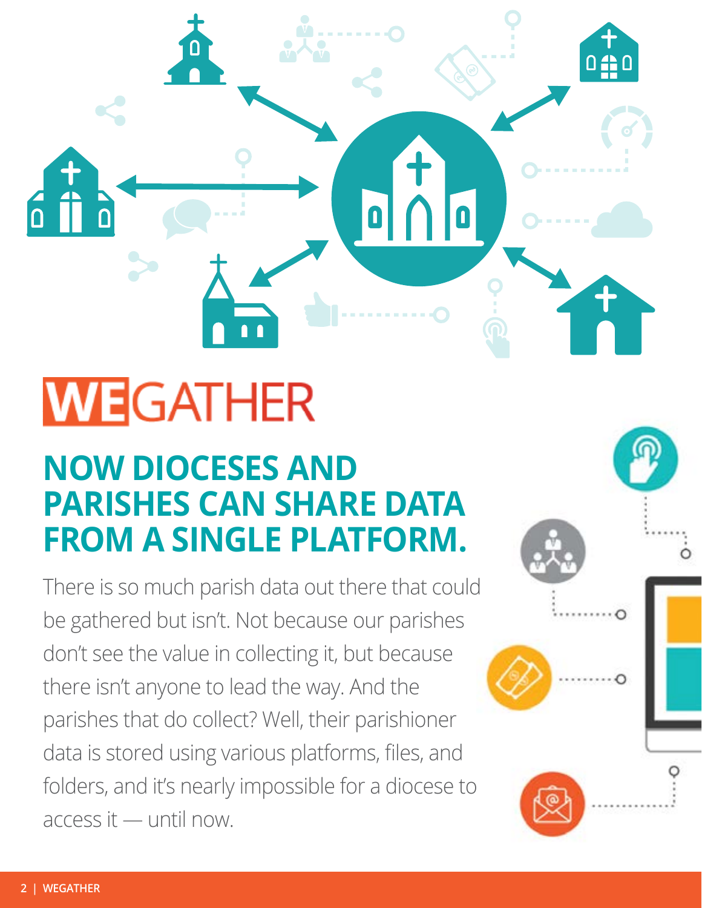# WEGATHER

## NOW DIOCESES AND PARISHES CAN SHARE DATA FROM A SINGLE PLATFORM.

There is so much parish data out there that could be gathered but isn't. Not because our parishes don't see the value in collecting it, but because there isn't anyone to lead the way. And the parishes that do collect? Well, their parishioner data is stored using various platforms, files, and folders, and it's nearly impossible for a diocese to access it — until now.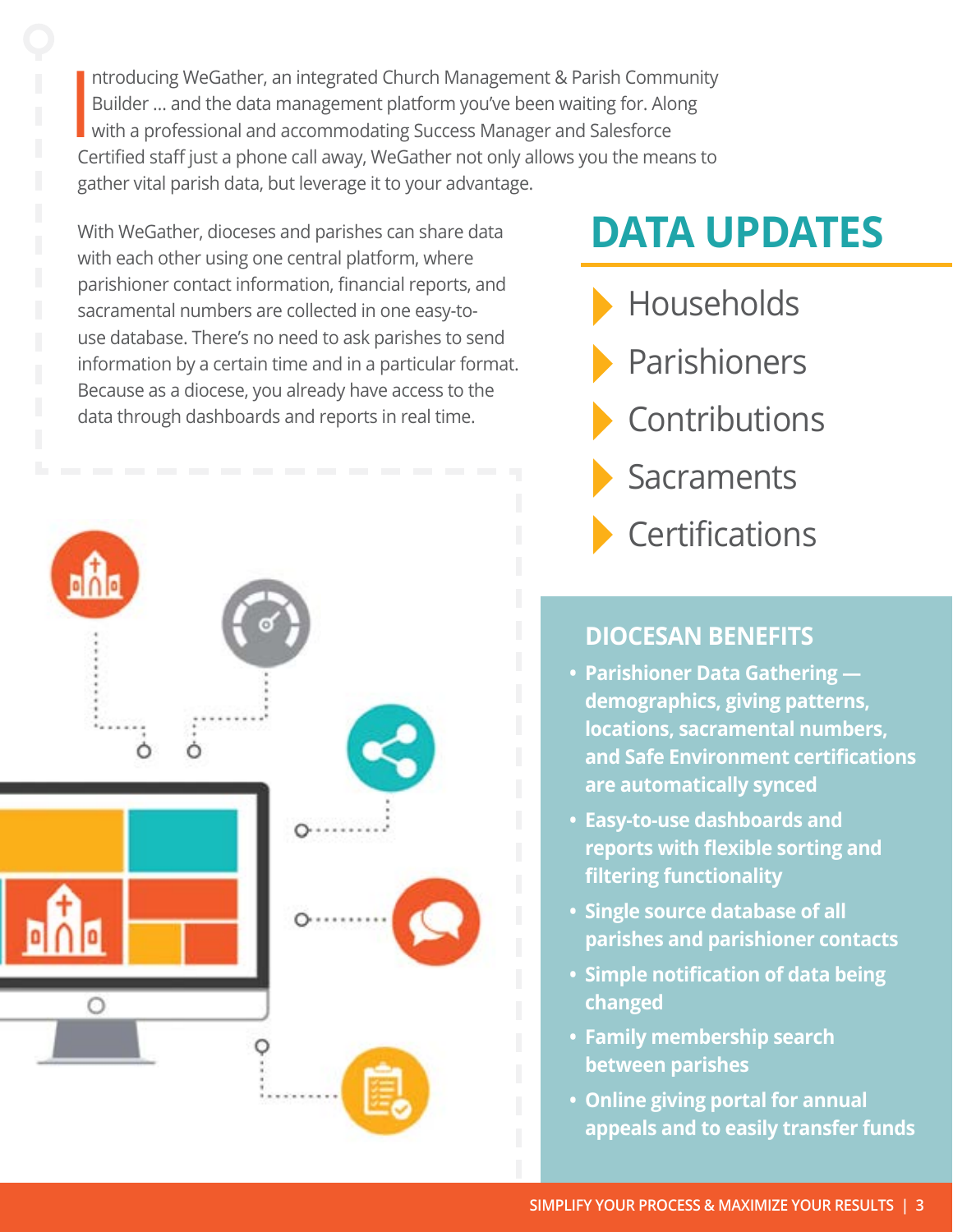Introducing WeGather, an integrated Church Management & Parish Community Builder ... and the data management platform you've been waiting for. Along with a professional and accommodating Success Manager and Salesforce Certified staff just a phone call away, WeGather not only allows you the means to gather vital parish data, but leverage it to your advantage.

With WeGather, dioceses and parishes can share data with each other using one central platform, where parishioner contact information, financial reports, and sacramental numbers are collected in one easy-to-use database. There's no need to ask parishes to send information by a certain time and in a particular format. Because as a diocese, you already have access to the data through dashboards and reports in real time.

## DATA UPDATES

- Households
- Parishioners
- Contributions
- Sacraments
- Certifications

### DIOCESAN BENEFITS

- **Parishioner Data Gathering — demographics, giving patterns, locations, sacramental numbers, and Safe Environment certifications are automatically synced**
- **Easy-to-use dashboards and reports with flexible sorting and filtering functionality**
- **Single source database of all parishes and parishioner contacts**
- **Simple notification of data being changed**
- **Family membership search between parishes**
- **Online giving portal for annual appeals and to easily transfer funds**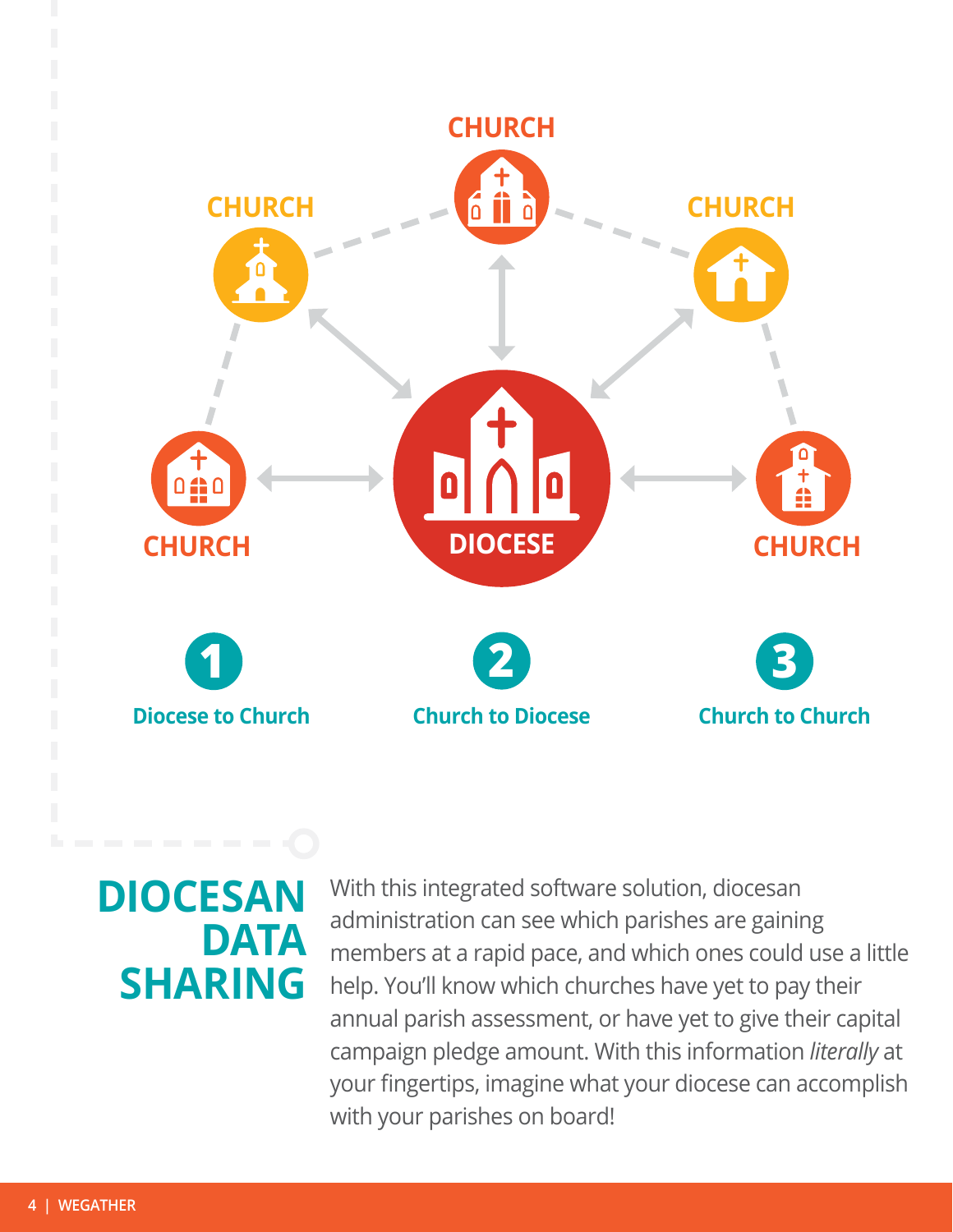CHURCH

CHURCH

CHURCH

CHURCH

DIOCESE

CHURCH

**1** Diocese to Church

**2** Church to Diocese

**3** Church to Church

## DIOCESAN DATA SHARING

With this integrated software solution, diocesan administration can see which parishes are gaining members at a rapid pace, and which ones could use a little help. You'll know which churches have yet to pay their annual parish assessment, or have yet to give their capital campaign pledge amount. With this information *literally* at your fingertips, imagine what your diocese can accomplish with your parishes on board!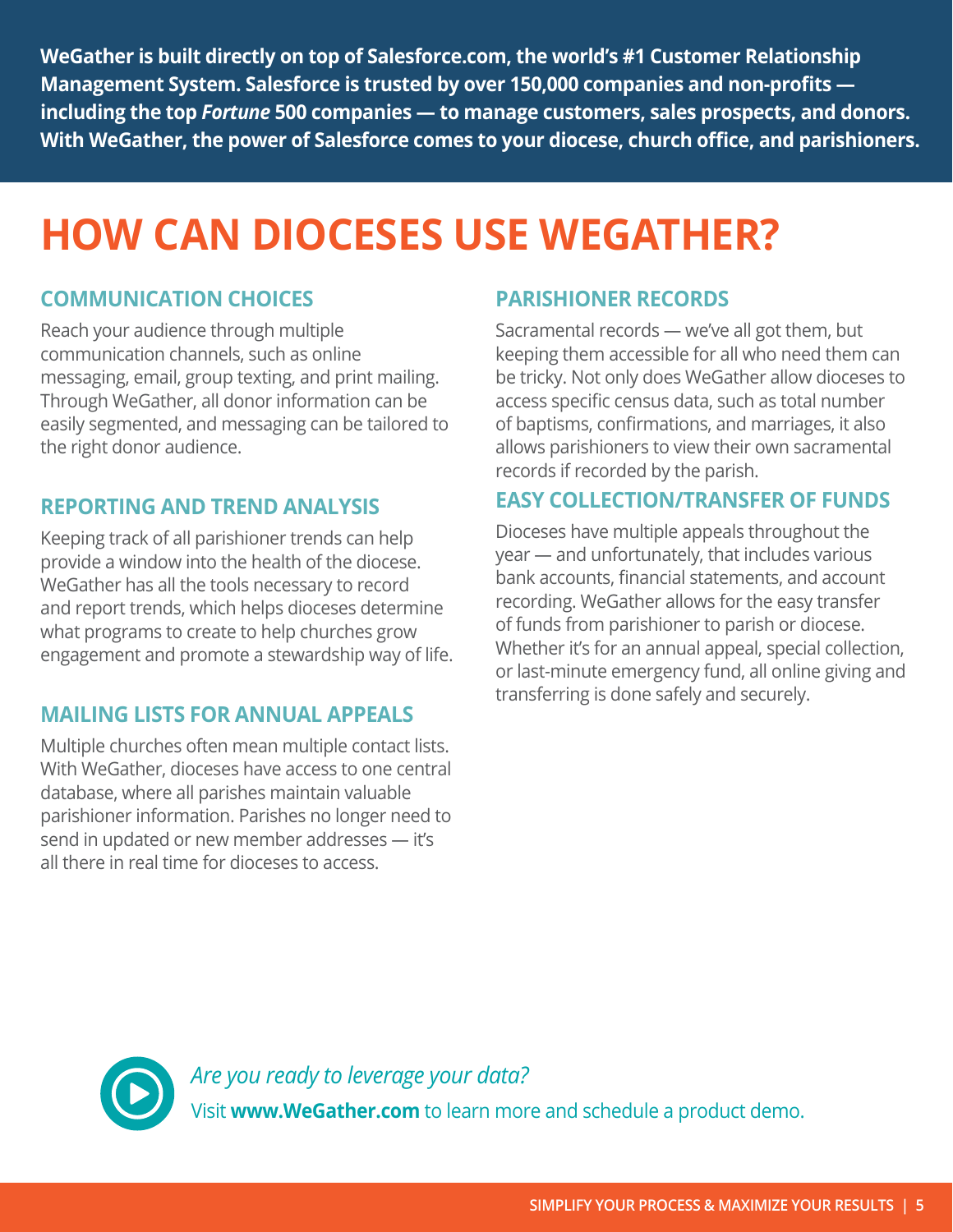**WeGather is built directly on top of Salesforce.com, the world's #1 Customer Relationship Management System. Salesforce is trusted by over 150,000 companies and non-profits — including the top *Fortune* 500 companies — to manage customers, sales prospects, and donors. With WeGather, the power of Salesforce comes to your diocese, church office, and parishioners.**

# HOW CAN DIOCESES USE WEGATHER?

## COMMUNICATION CHOICES

Reach your audience through multiple communication channels, such as online messaging, email, group texting, and print mailing. Through WeGather, all donor information can be easily segmented, and messaging can be tailored to the right donor audience.

## REPORTING AND TREND ANALYSIS

Keeping track of all parishioner trends can help provide a window into the health of the diocese. WeGather has all the tools necessary to record and report trends, which helps dioceses determine what programs to create to help churches grow engagement and promote a stewardship way of life.

## MAILING LISTS FOR ANNUAL APPEALS

Multiple churches often mean multiple contact lists. With WeGather, dioceses have access to one central database, where all parishes maintain valuable parishioner information. Parishes no longer need to send in updated or new member addresses — it's all there in real time for dioceses to access.

## PARISHIONER RECORDS

Sacramental records — we've all got them, but keeping them accessible for all who need them can be tricky. Not only does WeGather allow dioceses to access specific census data, such as total number of baptisms, confirmations, and marriages, it also allows parishioners to view their own sacramental records if recorded by the parish.

## EASY COLLECTION/TRANSFER OF FUNDS

Dioceses have multiple appeals throughout the year — and unfortunately, that includes various bank accounts, financial statements, and account recording. WeGather allows for the easy transfer of funds from parishioner to parish or diocese. Whether it's for an annual appeal, special collection, or last-minute emergency fund, all online giving and transferring is done safely and securely.

*Are you ready to leverage your data?*

Visit **www.WeGather.com** to learn more and schedule a product demo.